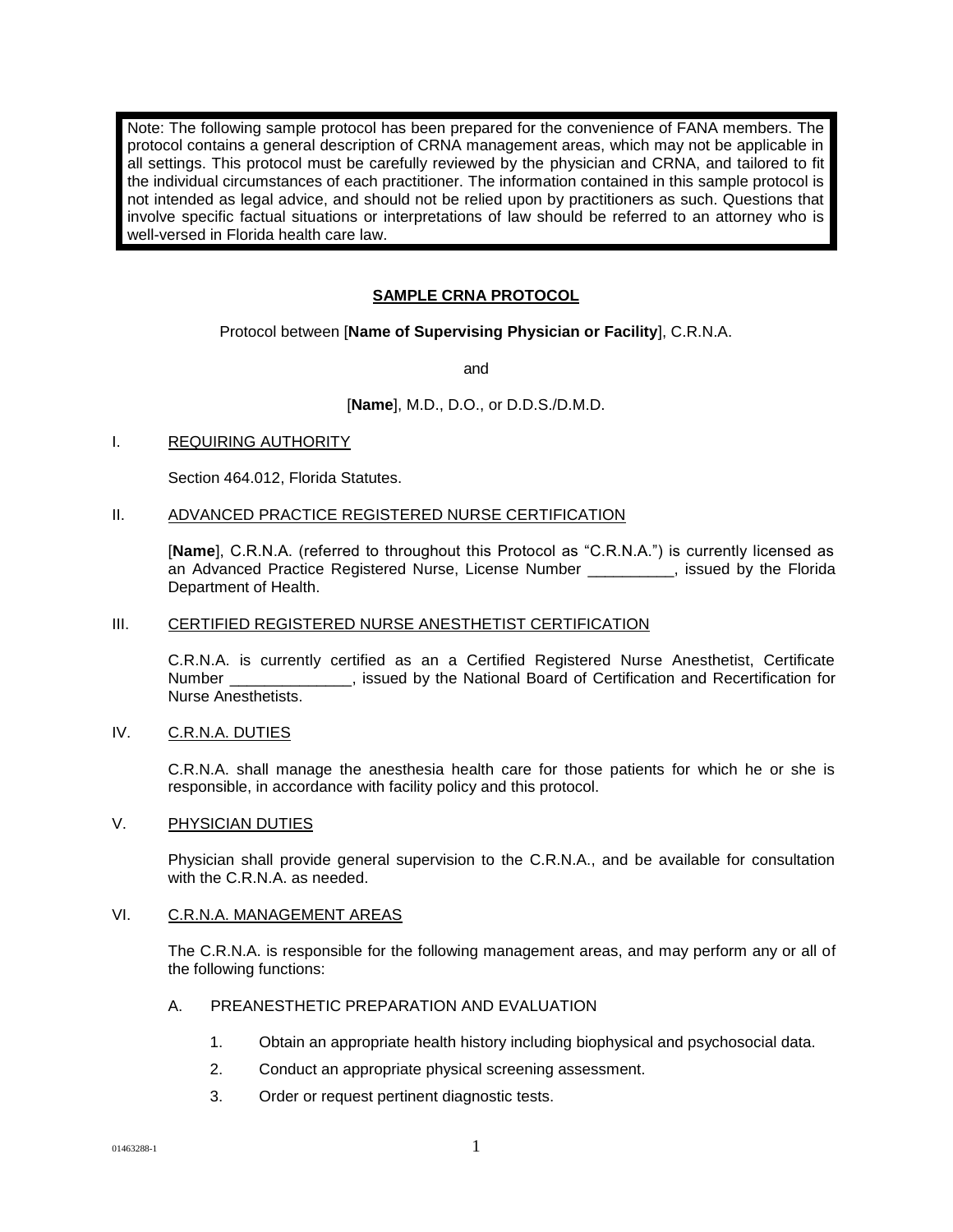> Note: The following sample protocol has been prepared for the convenience of FANA members. The protocol contains a general description of CRNA management areas, which may not be applicable in all settings. This protocol must be carefully reviewed by the physician and CRNA, and tailored to fit the individual circumstances of each practitioner. The information contained in this sample protocol is not intended as legal advice, and should not be relied upon by practitioners as such. Questions that involve specific factual situations or interpretations of law should be referred to an attorney who is well-versed in Florida health care law.

# SAMPLE CRNA PROTOCOL

Protocol between [**Name of Supervising Physician or Facility**], C.R.N.A.

and

[**Name**], M.D., D.O., or D.D.S./D.M.D.

## I. REQUIRING AUTHORITY

Section 464.012, Florida Statutes.

## II. ADVANCED PRACTICE REGISTERED NURSE CERTIFICATION

[**Name**], C.R.N.A. (referred to throughout this Protocol as "C.R.N.A.") is currently licensed as an Advanced Practice Registered Nurse, License Number __________, issued by the Florida Department of Health.

## III. CERTIFIED REGISTERED NURSE ANESTHETIST CERTIFICATION

C.R.N.A. is currently certified as an a Certified Registered Nurse Anesthetist, Certificate Number ______________, issued by the National Board of Certification and Recertification for Nurse Anesthetists.

## IV. C.R.N.A. DUTIES

C.R.N.A. shall manage the anesthesia health care for those patients for which he or she is responsible, in accordance with facility policy and this protocol.

## V. PHYSICIAN DUTIES

Physician shall provide general supervision to the C.R.N.A., and be available for consultation with the C.R.N.A. as needed.

## VI. C.R.N.A. MANAGEMENT AREAS

The C.R.N.A. is responsible for the following management areas, and may perform any or all of the following functions:

### A. PREANESTHETIC PREPARATION AND EVALUATION

1. Obtain an appropriate health history including biophysical and psychosocial data.
2. Conduct an appropriate physical screening assessment.
3. Order or request pertinent diagnostic tests.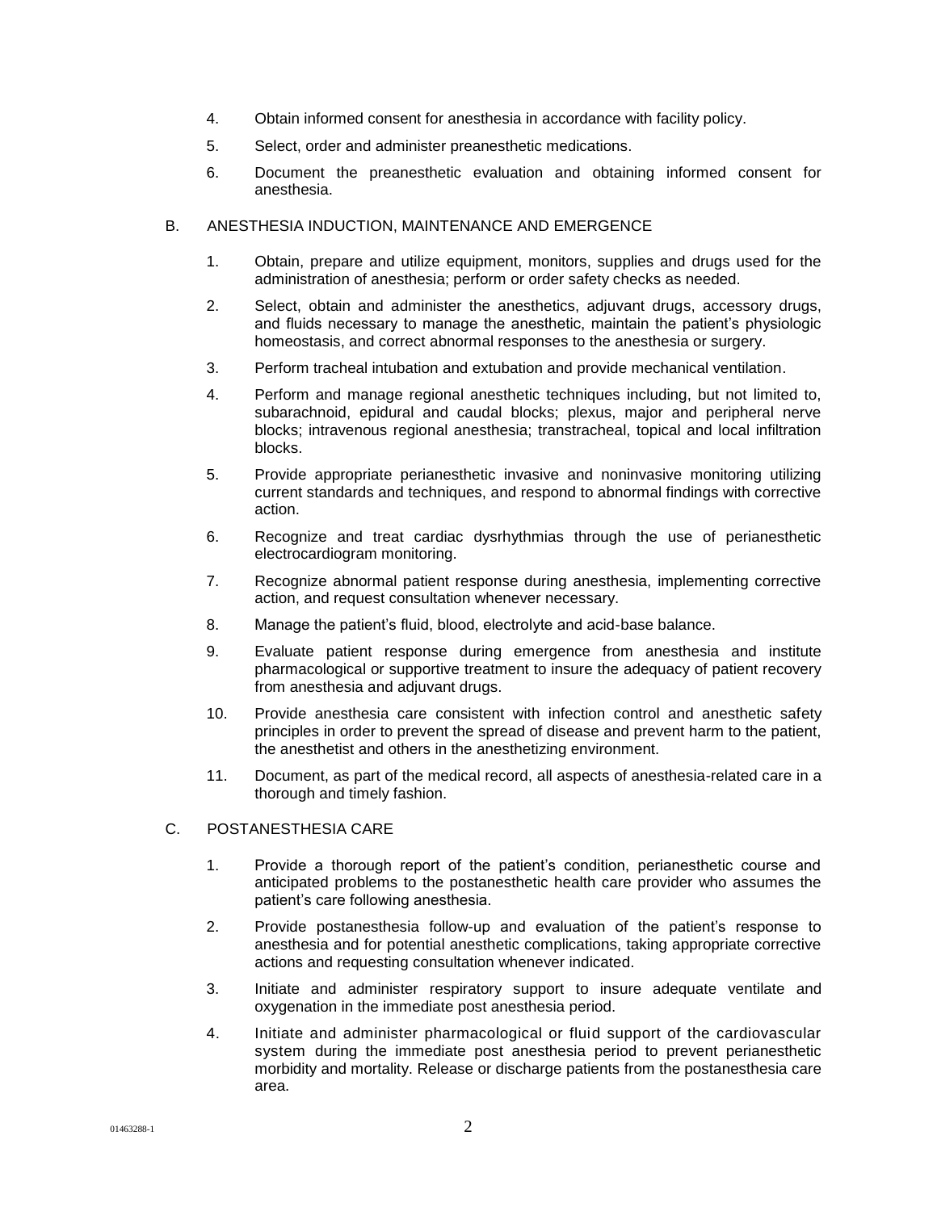4. Obtain informed consent for anesthesia in accordance with facility policy.

5. Select, order and administer preanesthetic medications.

6. Document the preanesthetic evaluation and obtaining informed consent for anesthesia.

B. ANESTHESIA INDUCTION, MAINTENANCE AND EMERGENCE

1. Obtain, prepare and utilize equipment, monitors, supplies and drugs used for the administration of anesthesia; perform or order safety checks as needed.

2. Select, obtain and administer the anesthetics, adjuvant drugs, accessory drugs, and fluids necessary to manage the anesthetic, maintain the patient's physiologic homeostasis, and correct abnormal responses to the anesthesia or surgery.

3. Perform tracheal intubation and extubation and provide mechanical ventilation.

4. Perform and manage regional anesthetic techniques including, but not limited to, subarachnoid, epidural and caudal blocks; plexus, major and peripheral nerve blocks; intravenous regional anesthesia; transtracheal, topical and local infiltration blocks.

5. Provide appropriate perianesthetic invasive and noninvasive monitoring utilizing current standards and techniques, and respond to abnormal findings with corrective action.

6. Recognize and treat cardiac dysrhythmias through the use of perianesthetic electrocardiogram monitoring.

7. Recognize abnormal patient response during anesthesia, implementing corrective action, and request consultation whenever necessary.

8. Manage the patient's fluid, blood, electrolyte and acid-base balance.

9. Evaluate patient response during emergence from anesthesia and institute pharmacological or supportive treatment to insure the adequacy of patient recovery from anesthesia and adjuvant drugs.

10. Provide anesthesia care consistent with infection control and anesthetic safety principles in order to prevent the spread of disease and prevent harm to the patient, the anesthetist and others in the anesthetizing environment.

11. Document, as part of the medical record, all aspects of anesthesia-related care in a thorough and timely fashion.

C. POSTANESTHESIA CARE

1. Provide a thorough report of the patient's condition, perianesthetic course and anticipated problems to the postanesthetic health care provider who assumes the patient's care following anesthesia.

2. Provide postanesthesia follow-up and evaluation of the patient's response to anesthesia and for potential anesthetic complications, taking appropriate corrective actions and requesting consultation whenever indicated.

3. Initiate and administer respiratory support to insure adequate ventilate and oxygenation in the immediate post anesthesia period.

4. Initiate and administer pharmacological or fluid support of the cardiovascular system during the immediate post anesthesia period to prevent perianesthetic morbidity and mortality. Release or discharge patients from the postanesthesia care area.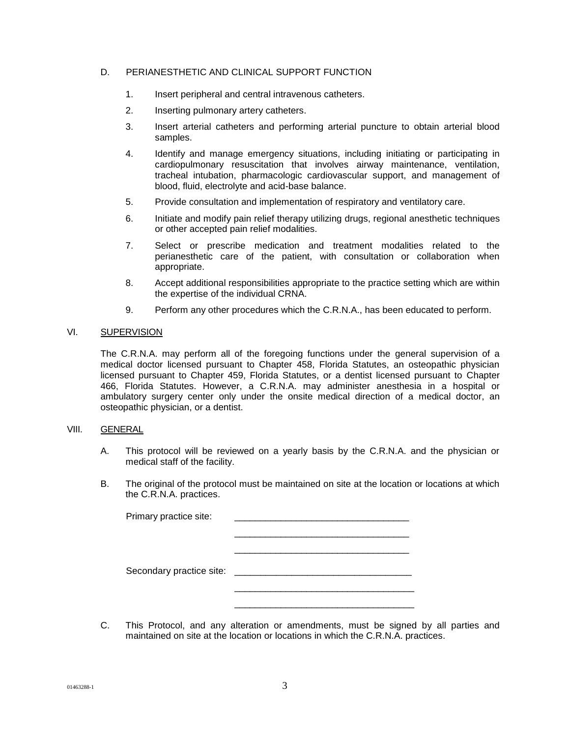D. PERIANESTHETIC AND CLINICAL SUPPORT FUNCTION

1. Insert peripheral and central intravenous catheters.
2. Inserting pulmonary artery catheters.
3. Insert arterial catheters and performing arterial puncture to obtain arterial blood samples.
4. Identify and manage emergency situations, including initiating or participating in cardiopulmonary resuscitation that involves airway maintenance, ventilation, tracheal intubation, pharmacologic cardiovascular support, and management of blood, fluid, electrolyte and acid-base balance.
5. Provide consultation and implementation of respiratory and ventilatory care.
6. Initiate and modify pain relief therapy utilizing drugs, regional anesthetic techniques or other accepted pain relief modalities.
7. Select or prescribe medication and treatment modalities related to the perianesthetic care of the patient, with consultation or collaboration when appropriate.
8. Accept additional responsibilities appropriate to the practice setting which are within the expertise of the individual CRNA.
9. Perform any other procedures which the C.R.N.A., has been educated to perform.

VI. <u>SUPERVISION</u>

The C.R.N.A. may perform all of the foregoing functions under the general supervision of a medical doctor licensed pursuant to Chapter 458, Florida Statutes, an osteopathic physician licensed pursuant to Chapter 459, Florida Statutes, or a dentist licensed pursuant to Chapter 466, Florida Statutes. However, a C.R.N.A. may administer anesthesia in a hospital or ambulatory surgery center only under the onsite medical direction of a medical doctor, an osteopathic physician, or a dentist.

VIII. <u>GENERAL</u>

A. This protocol will be reviewed on a yearly basis by the C.R.N.A. and the physician or medical staff of the facility.

B. The original of the protocol must be maintained on site at the location or locations at which the C.R.N.A. practices.

Primary practice site: __________________________________

__________________________________

__________________________________

Secondary practice site: __________________________________

__________________________________

__________________________________

C. This Protocol, and any alteration or amendments, must be signed by all parties and maintained on site at the location or locations in which the C.R.N.A. practices.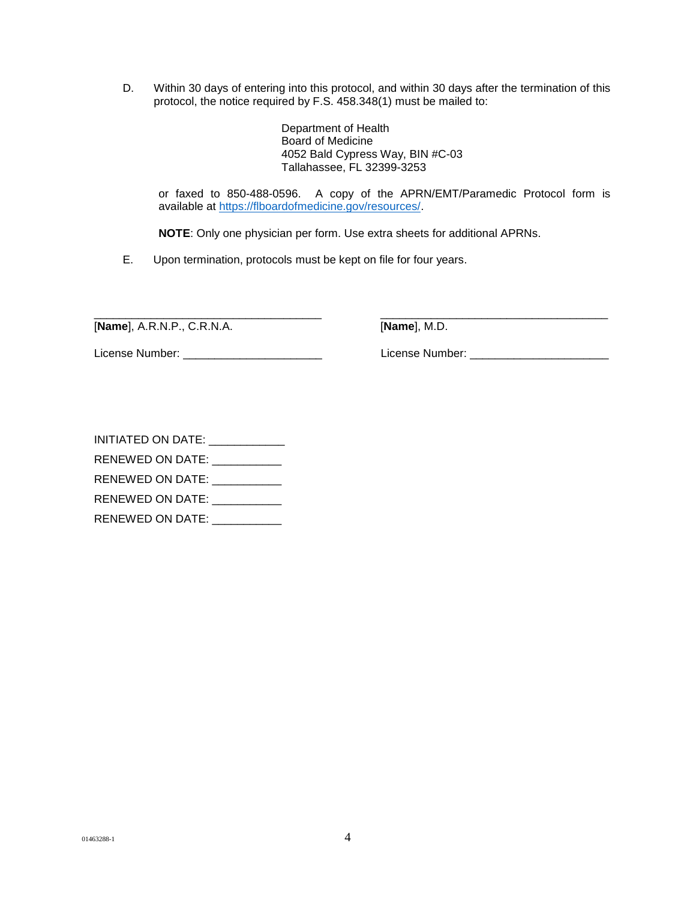D. Within 30 days of entering into this protocol, and within 30 days after the termination of this protocol, the notice required by F.S. 458.348(1) must be mailed to:

Department of Health
Board of Medicine
4052 Bald Cypress Way, BIN #C-03
Tallahassee, FL 32399-3253

or faxed to 850-488-0596. A copy of the APRN/EMT/Paramedic Protocol form is available at https://flboardofmedicine.gov/resources/.

**NOTE**: Only one physician per form. Use extra sheets for additional APRNs.

E. Upon termination, protocols must be kept on file for four years.

| | |
|---|---|
| ____________________________________ | ____________________________________ |
| [**Name**], A.R.N.P., C.R.N.A. | [**Name**], M.D. |
| License Number: ______________________ | License Number: ______________________ |

INITIATED ON DATE: ____________

RENEWED ON DATE: ___________

RENEWED ON DATE: ___________

RENEWED ON DATE: ___________

RENEWED ON DATE: ___________

01463288-1